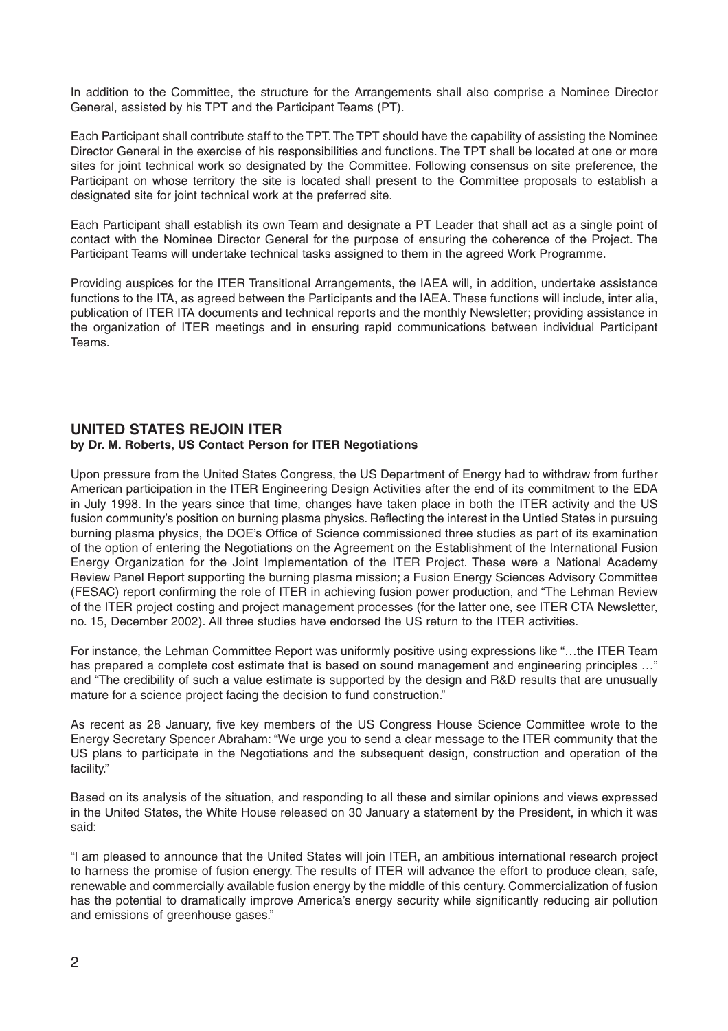In addition to the Committee, the structure for the Arrangements shall also comprise a Nominee Director General, assisted by his TPT and the Participant Teams (PT).

Each Participant shall contribute staff to the TPT. The TPT should have the capability of assisting the Nominee Director General in the exercise of his responsibilities and functions. The TPT shall be located at one or more sites for joint technical work so designated by the Committee. Following consensus on site preference, the Participant on whose territory the site is located shall present to the Committee proposals to establish a designated site for joint technical work at the preferred site.

Each Participant shall establish its own Team and designate a PT Leader that shall act as a single point of contact with the Nominee Director General for the purpose of ensuring the coherence of the Project. The Participant Teams will undertake technical tasks assigned to them in the agreed Work Programme.

Providing auspices for the ITER Transitional Arrangements, the IAEA will, in addition, undertake assistance functions to the ITA, as agreed between the Participants and the IAEA. These functions will include, inter alia, publication of ITER ITA documents and technical reports and the monthly Newsletter; providing assistance in the organization of ITER meetings and in ensuring rapid communications between individual Participant Teams.

## UNITED STATES REJOIN ITER

**by Dr. M. Roberts, US Contact Person for ITER Negotiations**

Upon pressure from the United States Congress, the US Department of Energy had to withdraw from further American participation in the ITER Engineering Design Activities after the end of its commitment to the EDA in July 1998. In the years since that time, changes have taken place in both the ITER activity and the US fusion community's position on burning plasma physics. Reflecting the interest in the Untied States in pursuing burning plasma physics, the DOE's Office of Science commissioned three studies as part of its examination of the option of entering the Negotiations on the Agreement on the Establishment of the International Fusion Energy Organization for the Joint Implementation of the ITER Project. These were a National Academy Review Panel Report supporting the burning plasma mission; a Fusion Energy Sciences Advisory Committee (FESAC) report confirming the role of ITER in achieving fusion power production, and "The Lehman Review of the ITER project costing and project management processes (for the latter one, see ITER CTA Newsletter, no. 15, December 2002). All three studies have endorsed the US return to the ITER activities.

For instance, the Lehman Committee Report was uniformly positive using expressions like "…the ITER Team has prepared a complete cost estimate that is based on sound management and engineering principles …" and "The credibility of such a value estimate is supported by the design and R&D results that are unusually mature for a science project facing the decision to fund construction."

As recent as 28 January, five key members of the US Congress House Science Committee wrote to the Energy Secretary Spencer Abraham: "We urge you to send a clear message to the ITER community that the US plans to participate in the Negotiations and the subsequent design, construction and operation of the facility."

Based on its analysis of the situation, and responding to all these and similar opinions and views expressed in the United States, the White House released on 30 January a statement by the President, in which it was said:

"I am pleased to announce that the United States will join ITER, an ambitious international research project to harness the promise of fusion energy. The results of ITER will advance the effort to produce clean, safe, renewable and commercially available fusion energy by the middle of this century. Commercialization of fusion has the potential to dramatically improve America's energy security while significantly reducing air pollution and emissions of greenhouse gases."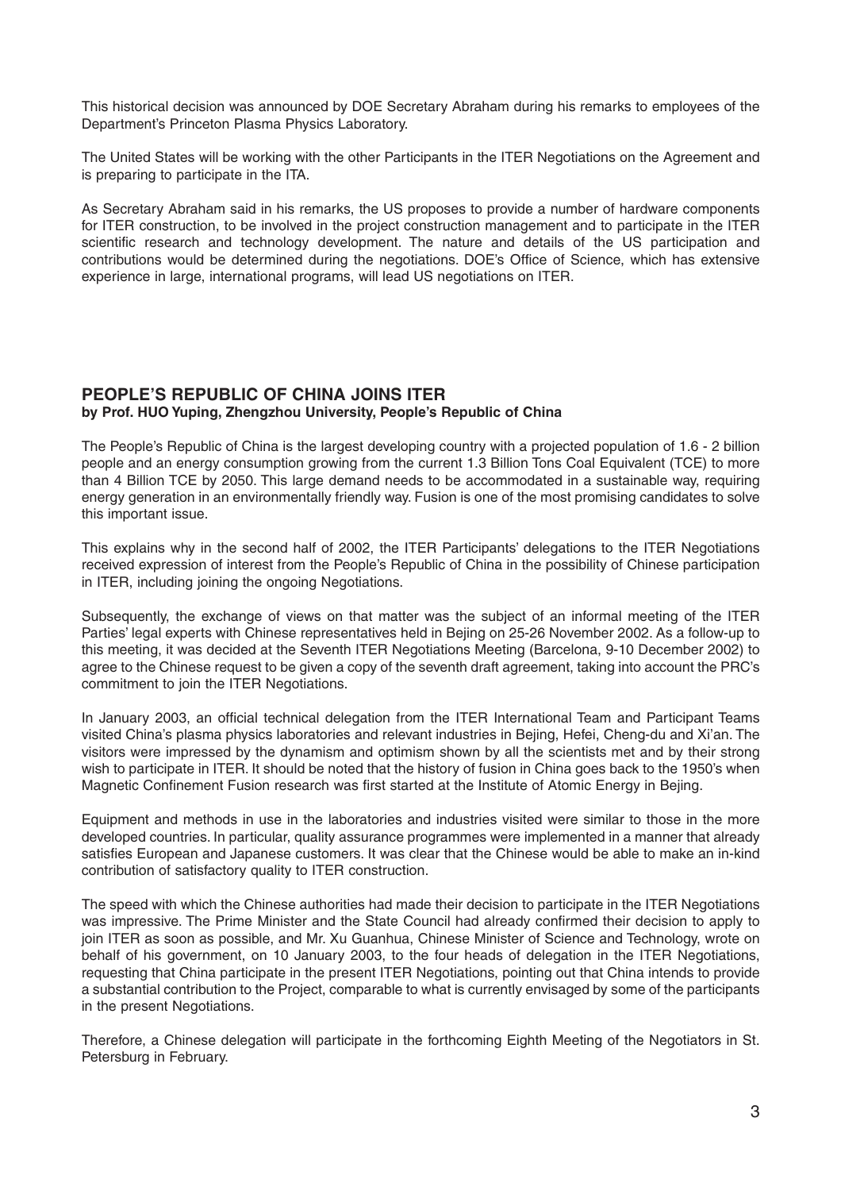This historical decision was announced by DOE Secretary Abraham during his remarks to employees of the Department's Princeton Plasma Physics Laboratory.

The United States will be working with the other Participants in the ITER Negotiations on the Agreement and is preparing to participate in the ITA.

As Secretary Abraham said in his remarks, the US proposes to provide a number of hardware components for ITER construction, to be involved in the project construction management and to participate in the ITER scientific research and technology development. The nature and details of the US participation and contributions would be determined during the negotiations. DOE's Office of Science, which has extensive experience in large, international programs, will lead US negotiations on ITER.

## PEOPLE'S REPUBLIC OF CHINA JOINS ITER

**by Prof. HUO Yuping, Zhengzhou University, People's Republic of China**

The People's Republic of China is the largest developing country with a projected population of 1.6 - 2 billion people and an energy consumption growing from the current 1.3 Billion Tons Coal Equivalent (TCE) to more than 4 Billion TCE by 2050. This large demand needs to be accommodated in a sustainable way, requiring energy generation in an environmentally friendly way. Fusion is one of the most promising candidates to solve this important issue.

This explains why in the second half of 2002, the ITER Participants' delegations to the ITER Negotiations received expression of interest from the People's Republic of China in the possibility of Chinese participation in ITER, including joining the ongoing Negotiations.

Subsequently, the exchange of views on that matter was the subject of an informal meeting of the ITER Parties' legal experts with Chinese representatives held in Bejing on 25-26 November 2002. As a follow-up to this meeting, it was decided at the Seventh ITER Negotiations Meeting (Barcelona, 9-10 December 2002) to agree to the Chinese request to be given a copy of the seventh draft agreement, taking into account the PRC's commitment to join the ITER Negotiations.

In January 2003, an official technical delegation from the ITER International Team and Participant Teams visited China's plasma physics laboratories and relevant industries in Bejing, Hefei, Cheng-du and Xi'an. The visitors were impressed by the dynamism and optimism shown by all the scientists met and by their strong wish to participate in ITER. It should be noted that the history of fusion in China goes back to the 1950's when Magnetic Confinement Fusion research was first started at the Institute of Atomic Energy in Bejing.

Equipment and methods in use in the laboratories and industries visited were similar to those in the more developed countries. In particular, quality assurance programmes were implemented in a manner that already satisfies European and Japanese customers. It was clear that the Chinese would be able to make an in-kind contribution of satisfactory quality to ITER construction.

The speed with which the Chinese authorities had made their decision to participate in the ITER Negotiations was impressive. The Prime Minister and the State Council had already confirmed their decision to apply to join ITER as soon as possible, and Mr. Xu Guanhua, Chinese Minister of Science and Technology, wrote on behalf of his government, on 10 January 2003, to the four heads of delegation in the ITER Negotiations, requesting that China participate in the present ITER Negotiations, pointing out that China intends to provide a substantial contribution to the Project, comparable to what is currently envisaged by some of the participants in the present Negotiations.

Therefore, a Chinese delegation will participate in the forthcoming Eighth Meeting of the Negotiators in St. Petersburg in February.